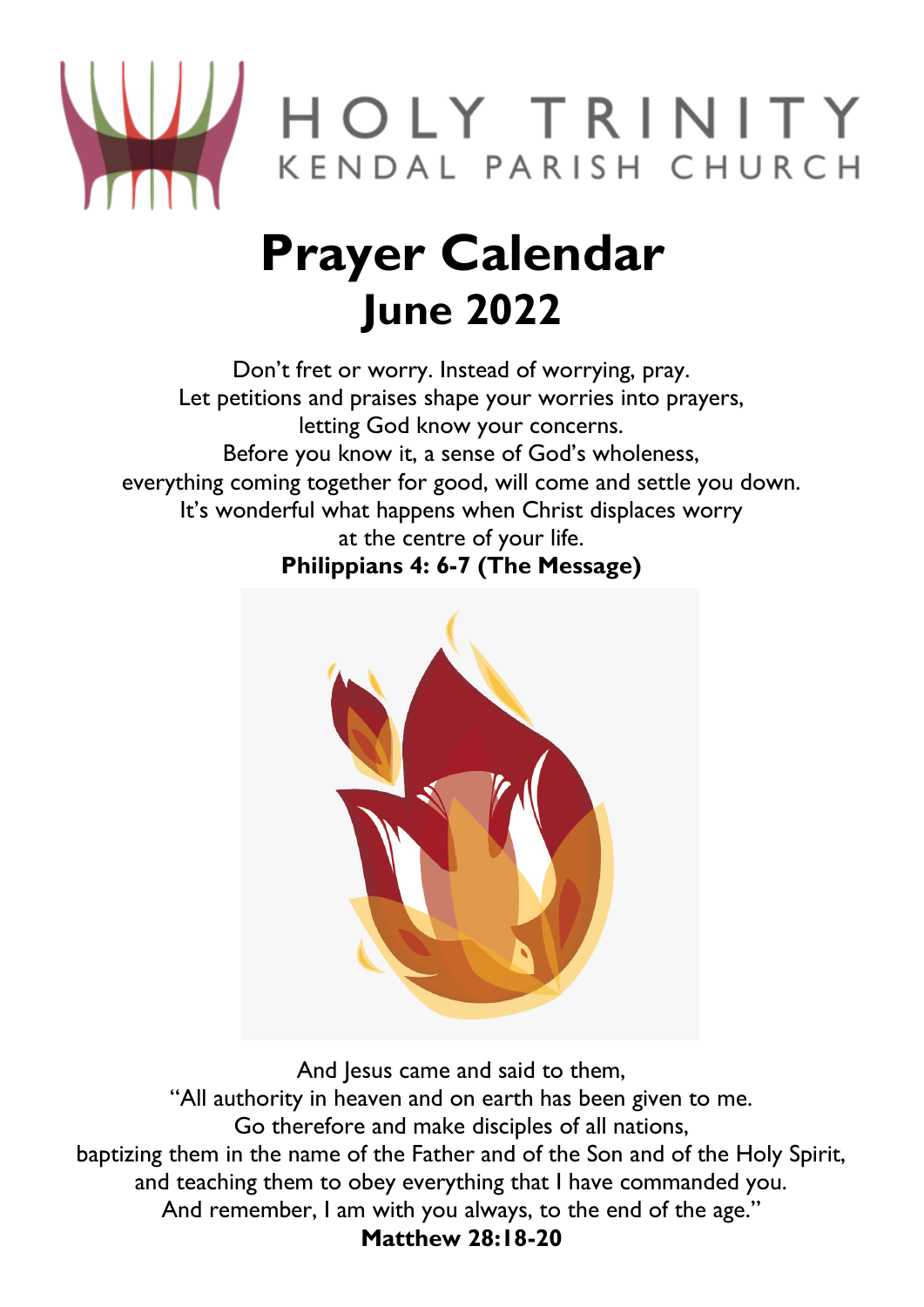HOLY TRINITY
KENDAL PARISH CHURCH

# Prayer Calendar
## June 2022

Don't fret or worry. Instead of worrying, pray.
Let petitions and praises shape your worries into prayers,
letting God know your concerns.
Before you know it, a sense of God's wholeness,
everything coming together for good, will come and settle you down.
It's wonderful what happens when Christ displaces worry
at the centre of your life.
**Philippians 4: 6-7 (The Message)**

And Jesus came and said to them,
"All authority in heaven and on earth has been given to me.
Go therefore and make disciples of all nations,
baptizing them in the name of the Father and of the Son and of the Holy Spirit,
and teaching them to obey everything that I have commanded you.
And remember, I am with you always, to the end of the age."
**Matthew 28:18-20**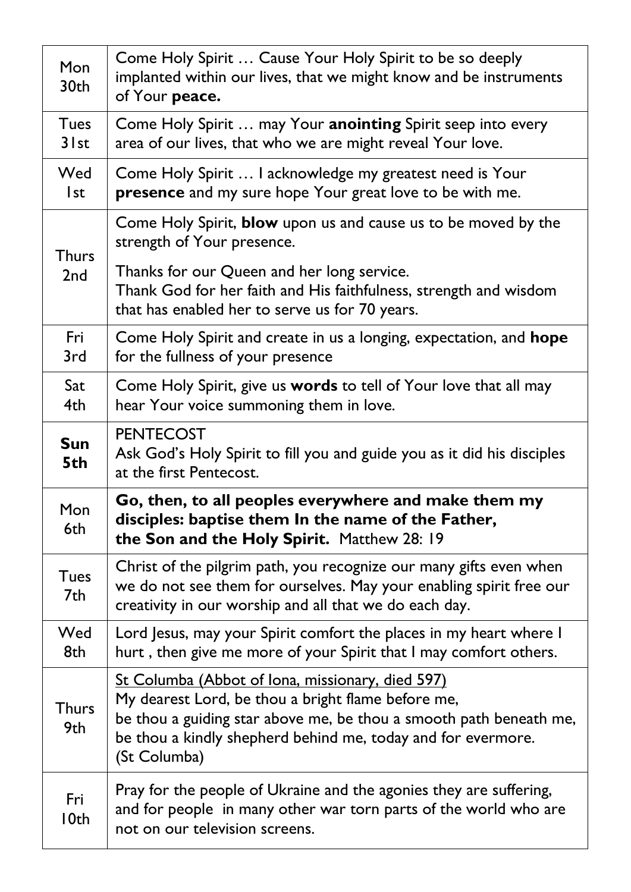| | |
|---|---|
| Mon 30th | Come Holy Spirit … Cause Your Holy Spirit to be so deeply implanted within our lives, that we might know and be instruments of Your **peace.** |
| Tues 31st | Come Holy Spirit … may Your **anointing** Spirit seep into every area of our lives, that who we are might reveal Your love. |
| Wed 1st | Come Holy Spirit … I acknowledge my greatest need is Your **presence** and my sure hope Your great love to be with me. |
| Thurs 2nd | Come Holy Spirit, **blow** upon us and cause us to be moved by the strength of Your presence.<br><br>Thanks for our Queen and her long service.<br>Thank God for her faith and His faithfulness, strength and wisdom that has enabled her to serve us for 70 years. |
| Fri 3rd | Come Holy Spirit and create in us a longing, expectation, and **hope** for the fullness of your presence |
| Sat 4th | Come Holy Spirit, give us **words** to tell of Your love that all may hear Your voice summoning them in love. |
| **Sun 5th** | PENTECOST<br>Ask God's Holy Spirit to fill you and guide you as it did his disciples at the first Pentecost. |
| Mon 6th | **Go, then, to all peoples everywhere and make them my disciples: baptise them In the name of the Father, the Son and the Holy Spirit.** Matthew 28: 19 |
| Tues 7th | Christ of the pilgrim path, you recognize our many gifts even when we do not see them for ourselves. May your enabling spirit free our creativity in our worship and all that we do each day. |
| Wed 8th | Lord Jesus, may your Spirit comfort the places in my heart where I hurt , then give me more of your Spirit that I may comfort others. |
| Thurs 9th | St Columba (Abbot of Iona, missionary, died 597)<br>My dearest Lord, be thou a bright flame before me,<br>be thou a guiding star above me, be thou a smooth path beneath me,<br>be thou a kindly shepherd behind me, today and for evermore.<br>(St Columba) |
| Fri 10th | Pray for the people of Ukraine and the agonies they are suffering, and for people in many other war torn parts of the world who are not on our television screens. |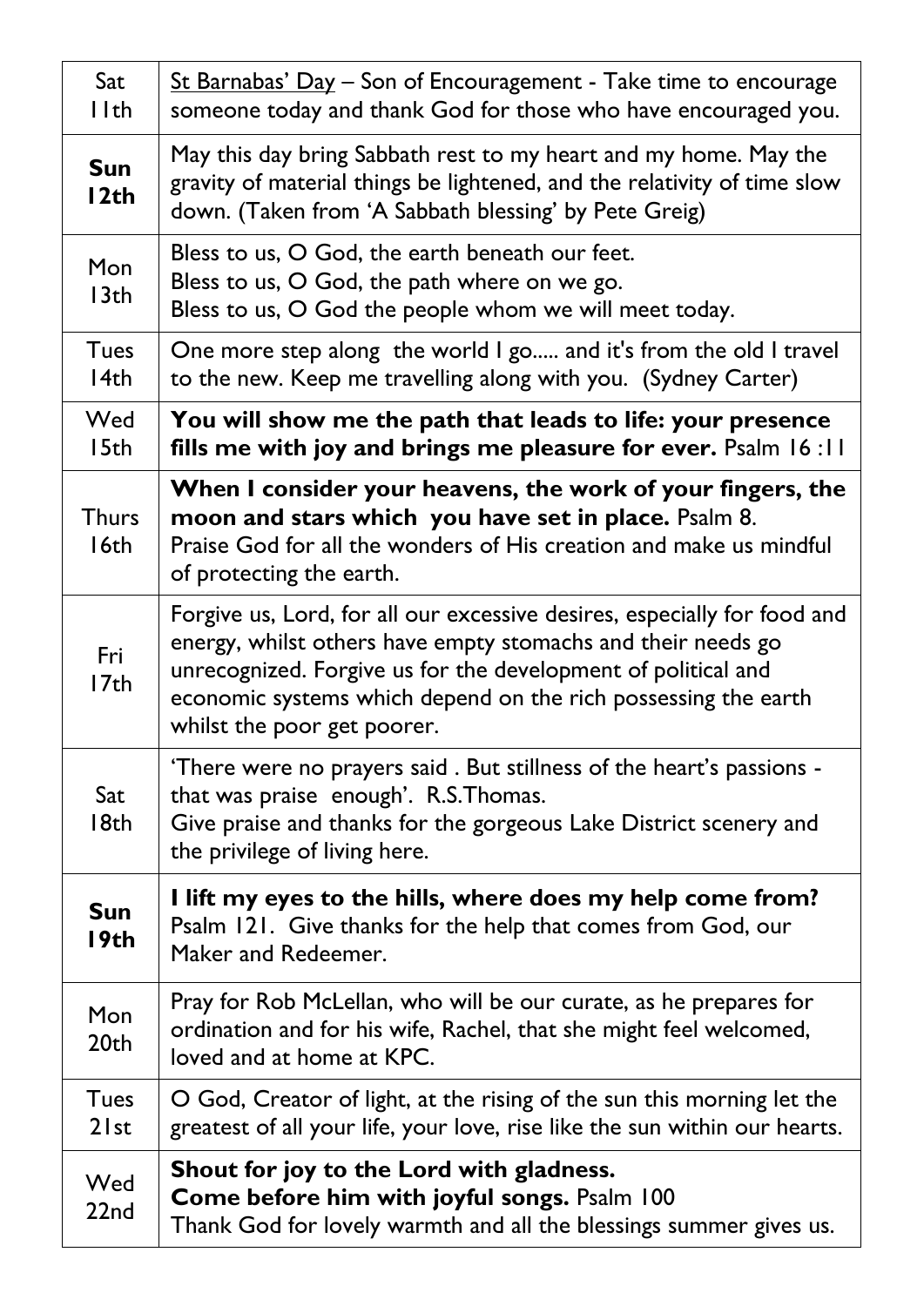| | |
|---|---|
| Sat 11th | St Barnabas' Day – Son of Encouragement - Take time to encourage someone today and thank God for those who have encouraged you. |
| **Sun 12th** | May this day bring Sabbath rest to my heart and my home. May the gravity of material things be lightened, and the relativity of time slow down. (Taken from 'A Sabbath blessing' by Pete Greig) |
| Mon 13th | Bless to us, O God, the earth beneath our feet.<br>Bless to us, O God, the path where on we go.<br>Bless to us, O God the people whom we will meet today. |
| Tues 14th | One more step along the world I go..... and it's from the old I travel to the new. Keep me travelling along with you. (Sydney Carter) |
| Wed 15th | **You will show me the path that leads to life: your presence fills me with joy and brings me pleasure for ever.** Psalm 16 :11 |
| Thurs 16th | **When I consider your heavens, the work of your fingers, the moon and stars which you have set in place.** Psalm 8.<br>Praise God for all the wonders of His creation and make us mindful of protecting the earth. |
| Fri 17th | Forgive us, Lord, for all our excessive desires, especially for food and energy, whilst others have empty stomachs and their needs go unrecognized. Forgive us for the development of political and economic systems which depend on the rich possessing the earth whilst the poor get poorer. |
| Sat 18th | 'There were no prayers said . But stillness of the heart's passions - that was praise enough'. R.S.Thomas.<br>Give praise and thanks for the gorgeous Lake District scenery and the privilege of living here. |
| **Sun 19th** | **I lift my eyes to the hills, where does my help come from?** Psalm 121. Give thanks for the help that comes from God, our Maker and Redeemer. |
| Mon 20th | Pray for Rob McLellan, who will be our curate, as he prepares for ordination and for his wife, Rachel, that she might feel welcomed, loved and at home at KPC. |
| Tues 21st | O God, Creator of light, at the rising of the sun this morning let the greatest of all your life, your love, rise like the sun within our hearts. |
| Wed 22nd | **Shout for joy to the Lord with gladness.**<br>**Come before him with joyful songs.** Psalm 100<br>Thank God for lovely warmth and all the blessings summer gives us. |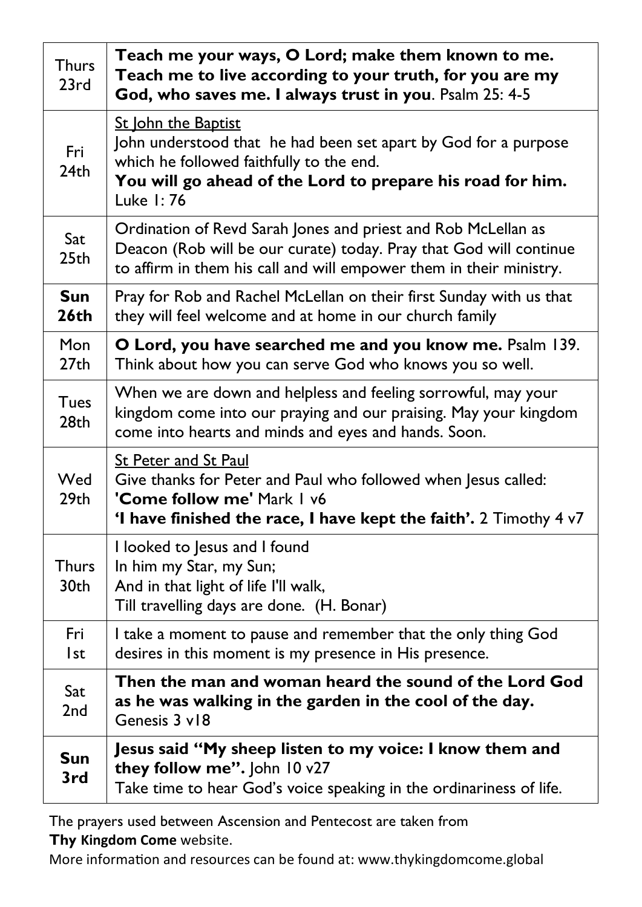| | |
|---|---|
| Thurs 23rd | **Teach me your ways, O Lord; make them known to me. Teach me to live according to your truth, for you are my God, who saves me. I always trust in you**. Psalm 25: 4-5 |
| Fri 24th | <u>St John the Baptist</u><br>John understood that he had been set apart by God for a purpose which he followed faithfully to the end.<br>**You will go ahead of the Lord to prepare his road for him.** Luke 1: 76 |
| Sat 25th | Ordination of Revd Sarah Jones and priest and Rob McLellan as Deacon (Rob will be our curate) today. Pray that God will continue to affirm in them his call and will empower them in their ministry. |
| **Sun 26th** | Pray for Rob and Rachel McLellan on their first Sunday with us that they will feel welcome and at home in our church family |
| Mon 27th | **O Lord, you have searched me and you know me.** Psalm 139. Think about how you can serve God who knows you so well. |
| Tues 28th | When we are down and helpless and feeling sorrowful, may your kingdom come into our praying and our praising. May your kingdom come into hearts and minds and eyes and hands. Soon. |
| Wed 29th | <u>St Peter and St Paul</u><br>Give thanks for Peter and Paul who followed when Jesus called: **'Come follow me'** Mark 1 v6<br>**'I have finished the race, I have kept the faith'.** 2 Timothy 4 v7 |
| Thurs 30th | I looked to Jesus and I found<br>In him my Star, my Sun;<br>And in that light of life I'll walk,<br>Till travelling days are done. (H. Bonar) |
| Fri 1st | I take a moment to pause and remember that the only thing God desires in this moment is my presence in His presence. |
| Sat 2nd | **Then the man and woman heard the sound of the Lord God as he was walking in the garden in the cool of the day.** Genesis 3 v18 |
| **Sun 3rd** | **Jesus said "My sheep listen to my voice: I know them and they follow me".** John 10 v27<br>Take time to hear God's voice speaking in the ordinariness of life. |

The prayers used between Ascension and Pentecost are taken from **Thy Kingdom Come** website.
More information and resources can be found at: www.thykingdomcome.global